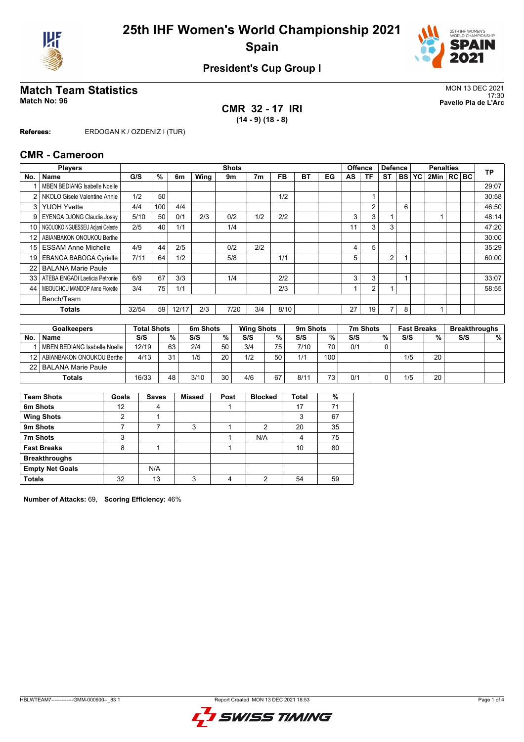# 25th IHF Women's World Championship 2021

## Spain

### President's Cup Group I

## Match Team Statistics

**Match No: 96**

MON 13 DEC 2021
17:30
**Pavello Pla de L'Arc**

**CMR 32 - 17 IRI**
**(14 - 9) (18 - 8)**

**Referees:** ERDOGAN K / OZDENIZ I (TUR)

## CMR - Cameroon

| No. | Name | G/S | % | 6m | Wing | 9m | 7m | FB | BT | EG | AS | TF | ST | BS | YC | 2Min | RC | BC | TP |
|---|---|---|---|---|---|---|---|---|---|---|---|---|---|---|---|---|---|---|---|
| | **Players** | **Shots** | | | | | | | | | **Offence** | | **Defence** | | **Penalties** | | | | |
| 1 | MBEN BEDIANG Isabelle Noelle | | | | | | | | | | | | | | | | | | 29:07 |
| 2 | NKOLO Gisele Valentine Annie | 1/2 | 50 | | | | | 1/2 | | | | 1 | | | | | | | 30:58 |
| 3 | YUOH Yvette | 4/4 | 100 | 4/4 | | | | | | | | 2 | | 6 | | | | | 46:50 |
| 9 | EYENGA DJONG Claudia Jossy | 5/10 | 50 | 0/1 | 2/3 | 0/2 | 1/2 | 2/2 | | | 3 | 3 | 1 | | | 1 | | | 48:14 |
| 10 | NGOUOKO NGUESSEU Adjani Celeste | 2/5 | 40 | 1/1 | | 1/4 | | | | | 11 | 3 | 3 | | | | | | 47:20 |
| 12 | ABIANBAKON ONOUKOU Berthe | | | | | | | | | | | | | | | | | | 30:00 |
| 15 | ESSAM Anne Michelle | 4/9 | 44 | 2/5 | | 0/2 | 2/2 | | | | 4 | 5 | | | | | | | 35:29 |
| 19 | EBANGA BABOGA Cyrielle | 7/11 | 64 | 1/2 | | 5/8 | | 1/1 | | | 5 | | 2 | 1 | | | | | 60:00 |
| 22 | BALANA Marie Paule | | | | | | | | | | | | | | | | | | |
| 33 | ATEBA ENGADI Laeticia Petronie | 6/9 | 67 | 3/3 | | 1/4 | | 2/2 | | | 3 | 3 | | 1 | | | | | 33:07 |
| 44 | MBOUCHOU MANDOP Anne Florette | 3/4 | 75 | 1/1 | | | | 2/3 | | | 1 | 2 | 1 | | | | | | 58:55 |
| | Bench/Team | | | | | | | | | | | | | | | | | | |
| | **Totals** | 32/54 | 59 | 12/17 | 2/3 | 7/20 | 3/4 | 8/10 | | | 27 | 19 | 7 | 8 | | 1 | | | |

| No. | Name | Total Shots S/S | % | 6m Shots S/S | % | Wing Shots S/S | % | 9m Shots S/S | % | 7m Shots S/S | % | Fast Breaks S/S | % | Breakthroughs S/S | % |
|---|---|---|---|---|---|---|---|---|---|---|---|---|---|---|---|
| 1 | MBEN BEDIANG Isabelle Noelle | 12/19 | 63 | 2/4 | 50 | 3/4 | 75 | 7/10 | 70 | 0/1 | 0 | | | | |
| 12 | ABIANBAKON ONOUKOU Berthe | 4/13 | 31 | 1/5 | 20 | 1/2 | 50 | 1/1 | 100 | | | 1/5 | 20 | | |
| 22 | BALANA Marie Paule | | | | | | | | | | | | | | |
| | **Totals** | 16/33 | 48 | 3/10 | 30 | 4/6 | 67 | 8/11 | 73 | 0/1 | 0 | 1/5 | 20 | | |

| Team Shots | Goals | Saves | Missed | Post | Blocked | Total | % |
|---|---|---|---|---|---|---|---|
| **6m Shots** | 12 | 4 | | 1 | | 17 | 71 |
| **Wing Shots** | 2 | 1 | | | | 3 | 67 |
| **9m Shots** | 7 | 7 | 3 | 1 | 2 | 20 | 35 |
| **7m Shots** | 3 | | | 1 | N/A | 4 | 75 |
| **Fast Breaks** | 8 | 1 | | 1 | | 10 | 80 |
| **Breakthroughs** | | | | | | | |
| **Empty Net Goals** | | N/A | | | | | |
| **Totals** | 32 | 13 | 3 | 4 | 2 | 54 | 59 |

**Number of Attacks:** 69, **Scoring Efficiency:** 46%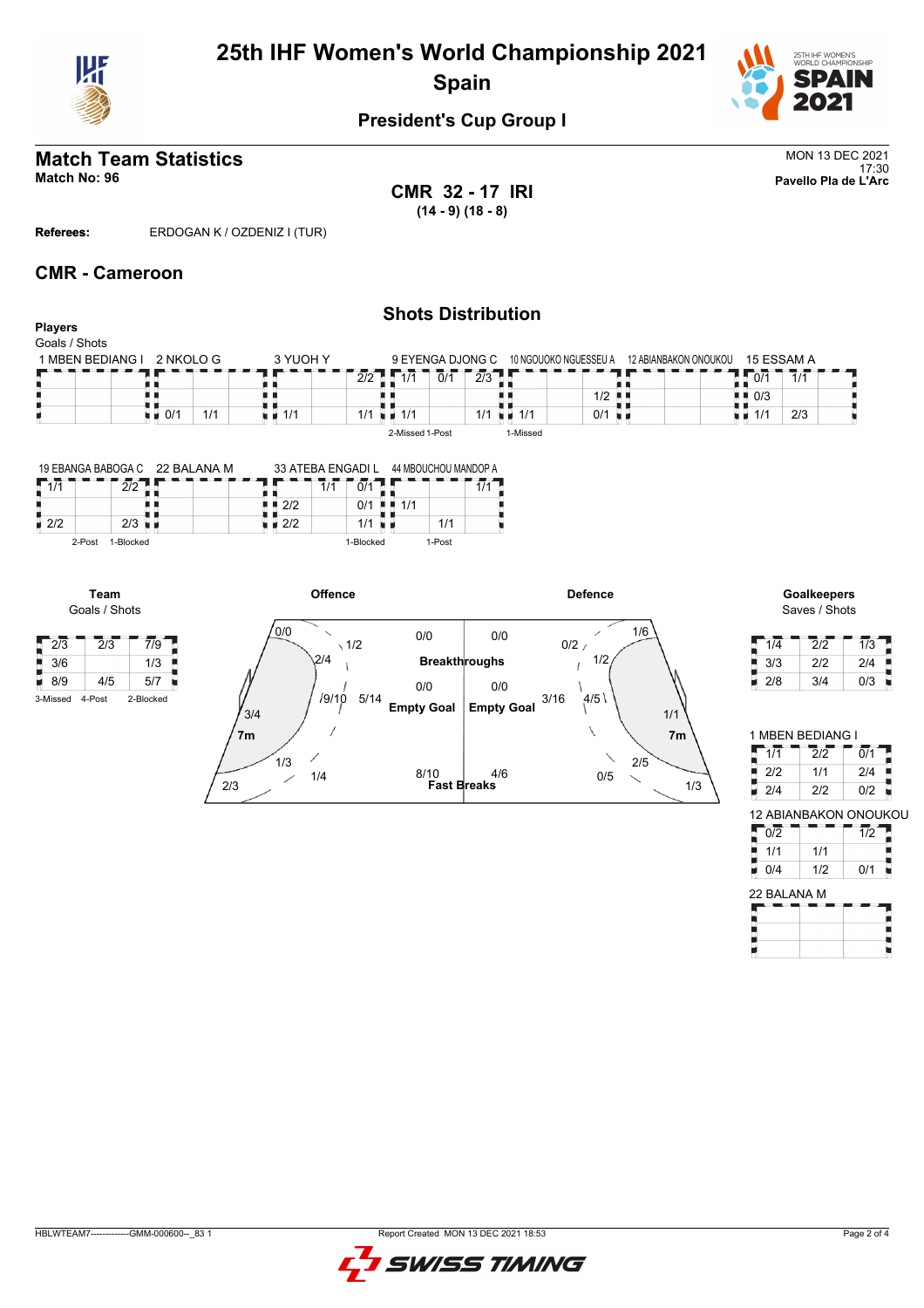# 25th IHF Women's World Championship 2021

## Spain

### President's Cup Group I

## Match Team Statistics

**Match No: 96**

MON 13 DEC 2021
17:30
**Pavello Pla de L'Arc**

**CMR 32 - 17 IRI**
**(14 - 9) (18 - 8)**

**Referees:** ERDOGAN K / OZDENIZ I (TUR)

## CMR - Cameroon

### Shots Distribution

**Players**
Goals / Shots

**1 MBEN BEDIANG I**

| | | |
|---|---|---|
| | | |
| | | |
| | | |

**2 NKOLO G**

| | | |
|---|---|---|
| | | |
| | | |
| 0/1 | 1/1 | |

**3 YUOH Y**

| | | |
|---|---|---|
| | | 2/2 |
| | | |
| 1/1 | | 1/1 |

**9 EYENGA DJONG C**

| | | |
|---|---|---|
| 1/1 | 0/1 | 2/3 |
| | | |
| 1/1 | | 1/1 |

2-Missed 1-Post

**10 NGOUOKO NGUESSEU A**

| | | |
|---|---|---|
| | | |
| | | 1/2 |
| 1/1 | | 0/1 |

1-Missed

**12 ABIANBAKON ONOUKOU**

| | | |
|---|---|---|
| | | |
| | | |
| | | |

**15 ESSAM A**

| | | |
|---|---|---|
| 0/1 | 1/1 | |
| 0/3 | | |
| 1/1 | 2/3 | |

**19 EBANGA BABOGA C**

| | | |
|---|---|---|
| 1/1 | | 2/2 |
| | | |
| 2/2 | | 2/3 |

2-Post 1-Blocked

**22 BALANA M**

| | | |
|---|---|---|
| | | |
| | | |
| | | |

**33 ATEBA ENGADI L**

| | | |
|---|---|---|
| | 1/1 | 0/1 |
| 2/2 | | 0/1 |
| 2/2 | | 1/1 |

1-Blocked

**44 MBOUCHOU MANDOP A**

| | | |
|---|---|---|
| | | 1/1 |
| 1/1 | | |
| | 1/1 | |

1-Post

**Team**
Goals / Shots

| | | |
|---|---|---|
| 2/3 | 2/3 | 7/9 |
| 3/6 | | 1/3 |
| 8/9 | 4/5 | 5/7 |

3-Missed 4-Post 2-Blocked

**Offence**

| Area | Goals / Shots |
|---|---|
| Left wing | 0/0 |
| Left 9m | 2/4 |
| Left back | 3/4 |
| Left 6m (lower) | 1/3 |
| Corner left | 2/3 |
| Centre 9m | 1/2 |
| Centre 6m | 9/10 |
| Centre | 5/14 |
| Right back area | 1/4 |
| Breakthroughs | 0/0 |
| Empty Goal | 0/0 |
| Fast Breaks | 8/10 |

**Defence**

| Area | Goals / Shots |
|---|---|
| Breakthroughs | 0/0 |
| Empty Goal | 0/0 |
| Fast Breaks | 4/6 |
| Left 9m | 0/2 |
| Centre | 3/16 |
| Centre 6m | 4/5 |
| Right 9m | 1/2 |
| Right wing | 1/6 |
| Right back | 1/1 |
| Right 6m (lower) | 2/5 |
| Corner right | 1/3 |
| Left lower | 0/5 |

7m

**Goalkeepers**
Saves / Shots

| | | |
|---|---|---|
| 1/4 | 2/2 | 1/3 |
| 3/3 | 2/2 | 2/4 |
| 2/8 | 3/4 | 0/3 |

**1 MBEN BEDIANG I**

| | | |
|---|---|---|
| 1/1 | 2/2 | 0/1 |
| 2/2 | 1/1 | 2/4 |
| 2/4 | 2/2 | 0/2 |

**12 ABIANBAKON ONOUKOU**

| | | |
|---|---|---|
| 0/2 | | 1/2 |
| 1/1 | 1/1 | |
| 0/4 | 1/2 | 0/1 |

**22 BALANA M**

| | | |
|---|---|---|
| | | |
| | | |
| | | |

HBLWTEAM7--------------GMM-000600--_83 1 Report Created MON 13 DEC 2021 18:53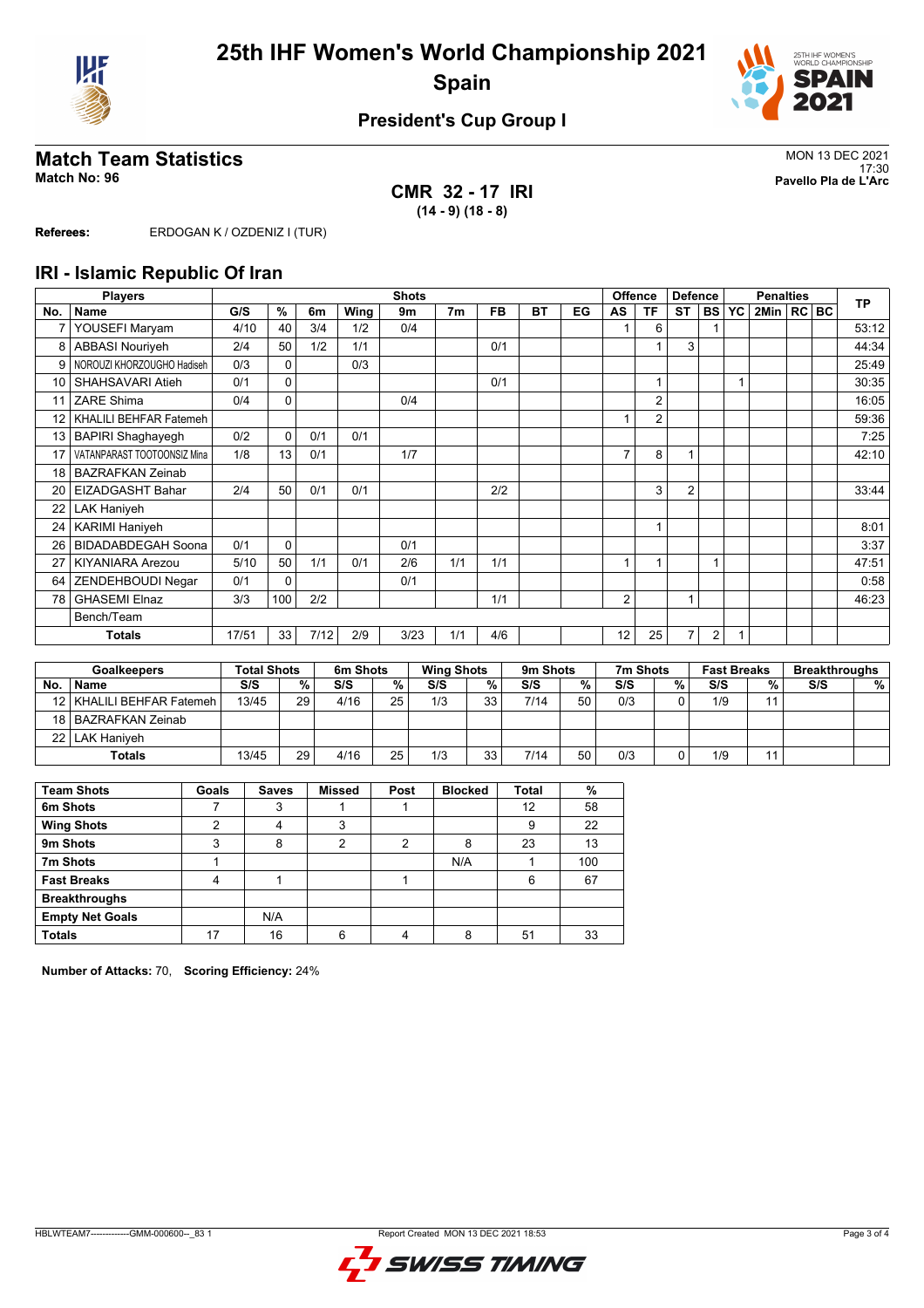# 25th IHF Women's World Championship 2021
## Spain

### President's Cup Group I

## Match Team Statistics

**Match No: 96**

MON 13 DEC 2021
17:30
**Pavello Pla de L'Arc**

**CMR 32 - 17 IRI**
**(14 - 9) (18 - 8)**

**Referees:** ERDOGAN K / OZDENIZ I (TUR)

## IRI - Islamic Republic Of Iran

| Players | | Shots | | | | | | | | | Offence | | Defence | | Penalties | | | | TP |
|---|---|---|---|---|---|---|---|---|---|---|---|---|---|---|---|---|---|---|---|
| No. | Name | G/S | % | 6m | Wing | 9m | 7m | FB | BT | EG | AS | TF | ST | BS | YC | 2Min | RC | BC | |
| 7 | YOUSEFI Maryam | 4/10 | 40 | 3/4 | 1/2 | 0/4 | | | | | 1 | 6 | | 1 | | | | | 53:12 |
| 8 | ABBASI Nouriyeh | 2/4 | 50 | 1/2 | 1/1 | | | 0/1 | | | | 1 | 3 | | | | | | 44:34 |
| 9 | NOROUZI KHORZOUGHO Hadiseh | 0/3 | 0 | | 0/3 | | | | | | | | | | | | | | 25:49 |
| 10 | SHAHSAVARI Atieh | 0/1 | 0 | | | | | 0/1 | | | | 1 | | | 1 | | | | 30:35 |
| 11 | ZARE Shima | 0/4 | 0 | | | 0/4 | | | | | | 2 | | | | | | | 16:05 |
| 12 | KHALILI BEHFAR Fatemeh | | | | | | | | | | 1 | 2 | | | | | | | 59:36 |
| 13 | BAPIRI Shaghayegh | 0/2 | 0 | 0/1 | 0/1 | | | | | | | | | | | | | | 7:25 |
| 17 | VATANPARAST TOOTOONSIZ Mina | 1/8 | 13 | 0/1 | | 1/7 | | | | | 7 | 8 | 1 | | | | | | 42:10 |
| 18 | BAZRAFKAN Zeinab | | | | | | | | | | | | | | | | | | |
| 20 | EIZADGASHT Bahar | 2/4 | 50 | 0/1 | 0/1 | | | 2/2 | | | | 3 | 2 | | | | | | 33:44 |
| 22 | LAK Haniyeh | | | | | | | | | | | | | | | | | | |
| 24 | KARIMI Haniyeh | | | | | | | | | | | 1 | | | | | | | 8:01 |
| 26 | BIDADABDEGAH Soona | 0/1 | 0 | | | 0/1 | | | | | | | | | | | | | 3:37 |
| 27 | KIYANIARA Arezou | 5/10 | 50 | 1/1 | 0/1 | 2/6 | 1/1 | 1/1 | | | 1 | 1 | | 1 | | | | | 47:51 |
| 64 | ZENDEHBOUDI Negar | 0/1 | 0 | | | 0/1 | | | | | | | | | | | | | 0:58 |
| 78 | GHASEMI Elnaz | 3/3 | 100 | 2/2 | | | | 1/1 | | | 2 | | 1 | | | | | | 46:23 |
| | Bench/Team | | | | | | | | | | | | | | | | | | |
| | **Totals** | 17/51 | 33 | 7/12 | 2/9 | 3/23 | 1/1 | 4/6 | | | 12 | 25 | 7 | 2 | 1 | | | | |

| Goalkeepers | | Total Shots | | 6m Shots | | Wing Shots | | 9m Shots | | 7m Shots | | Fast Breaks | | Breakthroughs | |
|---|---|---|---|---|---|---|---|---|---|---|---|---|---|---|---|
| No. | Name | S/S | % | S/S | % | S/S | % | S/S | % | S/S | % | S/S | % | S/S | % |
| 12 | KHALILI BEHFAR Fatemeh | 13/45 | 29 | 4/16 | 25 | 1/3 | 33 | 7/14 | 50 | 0/3 | 0 | 1/9 | 11 | | |
| 18 | BAZRAFKAN Zeinab | | | | | | | | | | | | | | |
| 22 | LAK Haniyeh | | | | | | | | | | | | | | |
| | **Totals** | 13/45 | 29 | 4/16 | 25 | 1/3 | 33 | 7/14 | 50 | 0/3 | 0 | 1/9 | 11 | | |

| Team Shots | Goals | Saves | Missed | Post | Blocked | Total | % |
|---|---|---|---|---|---|---|---|
| 6m Shots | 7 | 3 | 1 | 1 | | 12 | 58 |
| Wing Shots | 2 | 4 | 3 | | | 9 | 22 |
| 9m Shots | 3 | 8 | 2 | 2 | 8 | 23 | 13 |
| 7m Shots | 1 | | | | N/A | 1 | 100 |
| Fast Breaks | 4 | 1 | | 1 | | 6 | 67 |
| Breakthroughs | | | | | | | |
| Empty Net Goals | | N/A | | | | | |
| Totals | 17 | 16 | 6 | 4 | 8 | 51 | 33 |

**Number of Attacks:** 70, **Scoring Efficiency:** 24%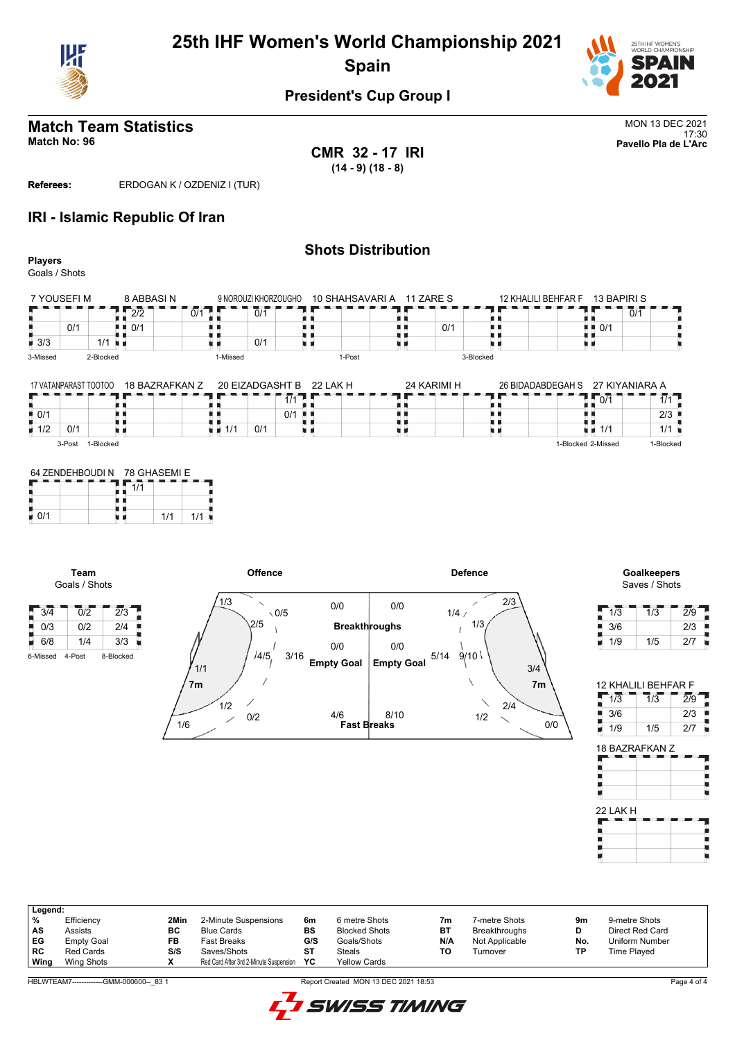# 25th IHF Women's World Championship 2021

## Spain

### President's Cup Group I

## Match Team Statistics

**Match No: 96**

MON 13 DEC 2021
17:30
**Pavello Pla de L'Arc**

**CMR 32 - 17 IRI**
**(14 - 9) (18 - 8)**

**Referees:** ERDOGAN K / OZDENIZ I (TUR)

## IRI - Islamic Republic Of Iran

### Shots Distribution

**Players**
Goals / Shots

7 YOUSEFI M

| | | |
|---|---|---|
| | | |
| | 0/1 | |
| 3/3 | | 1/1 |

3-Missed 2-Blocked

8 ABBASI N

| | | |
|---|---|---|
| 2/2 | | 0/1 |
| 0/1 | | |
| | | |

9 NOROUZI KHORZOUGHO

| | | |
|---|---|---|
| | 0/1 | |
| | | |
| | 0/1 | |

1-Missed

10 SHAHSAVARI A

| | | |
|---|---|---|
| | | |
| | | |
| | | |

1-Post

11 ZARE S

| | | |
|---|---|---|
| | | |
| | 0/1 | |
| | | |

3-Blocked

12 KHALILI BEHFAR F

| | | |
|---|---|---|
| | | |
| | | |
| | | |

13 BAPIRI S

| | | |
|---|---|---|
| | 0/1 | |
| 0/1 | | |
| | | |

17 VATANPARAST TOOTOO

| | | |
|---|---|---|
| | | |
| 0/1 | | |
| 1/2 | 0/1 | |

3-Post 1-Blocked

18 BAZRAFKAN Z

| | | |
|---|---|---|
| | | |
| | | |
| | | |

20 EIZADGASHT B

| | | |
|---|---|---|
| | | 1/1 |
| | | 0/1 |
| 1/1 | 0/1 | |

22 LAK H

| | | |
|---|---|---|
| | | |
| | | |
| | | |

24 KARIMI H

| | | |
|---|---|---|
| | | |
| | | |
| | | |

26 BIDADABDEGAH S

| | | |
|---|---|---|
| | | |
| | | |
| | | |

1-Blocked

27 KIYANIARA A

| | | |
|---|---|---|
| 0/1 | | 1/1 |
| | | 2/3 |
| 1/1 | | 1/1 |

2-Missed 1-Blocked

64 ZENDEHBOUDI N

| | | |
|---|---|---|
| | | |
| | | |
| 0/1 | | |

78 GHASEMI E

| | | |
|---|---|---|
| 1/1 | | |
| | | |
| | 1/1 | 1/1 |

**Team**
Goals / Shots

| | | |
|---|---|---|
| 3/4 | 0/2 | 2/3 |
| 0/3 | 0/2 | 2/4 |
| 6/8 | 1/4 | 3/3 |

6-Missed 4-Post 8-Blocked

**Offence**

1/3
0/5
2/5
1/1
4/5
3/16
7m
1/2
0/2
1/6

0/0 Breakthroughs 0/0
0/0 Empty Goal 0/0
4/6 Fast Breaks 8/10

**Defence**

1/4
2/3
1/3
5/14
9/10
3/4
7m
2/4
1/2
0/0

**Goalkeepers**
Saves / Shots

| | | |
|---|---|---|
| 1/3 | 1/3 | 2/9 |
| 3/6 | | 2/3 |
| 1/9 | 1/5 | 2/7 |

12 KHALILI BEHFAR F

| | | |
|---|---|---|
| 1/3 | 1/3 | 2/9 |
| 3/6 | | 2/3 |
| 1/9 | 1/5 | 2/7 |

18 BAZRAFKAN Z

| | | |
|---|---|---|
| | | |
| | | |
| | | |

22 LAK H

| | | |
|---|---|---|
| | | |
| | | |
| | | |

**Legend:**

| | | | | | | | | | |
|---|---|---|---|---|---|---|---|---|---|
| % | Efficiency | 2Min | 2-Minute Suspensions | 6m | 6 metre Shots | 7m | 7-metre Shots | 9m | 9-metre Shots |
| AS | Assists | BC | Blue Cards | BS | Blocked Shots | BT | Breakthroughs | D | Direct Red Card |
| EG | Empty Goal | FB | Fast Breaks | G/S | Goals/Shots | N/A | Not Applicable | No. | Uniform Number |
| RC | Red Cards | S/S | Saves/Shots | ST | Steals | TO | Turnover | TP | Time Played |
| Wing | Wing Shots | X | Red Card After 3rd 2-Minute Suspension | YC | Yellow Cards | | | | |

HBLWTEAM7--------------GMM-000600--_83 1 Report Created MON 13 DEC 2021 18:53